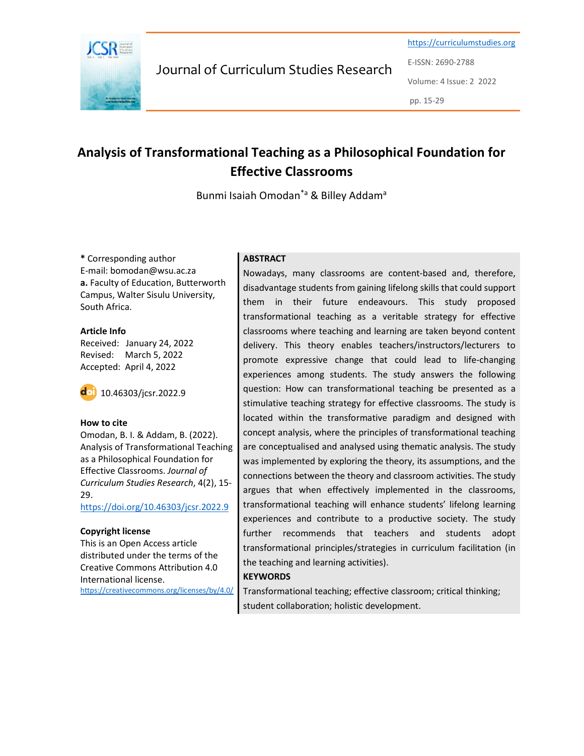# Analysis of Transformational Teaching as a Philosophical Foundation for Effective Classrooms

Bunmi Isaiah Omodan*[a] & Billey Addam[a]

**\*** Corresponding author
E-mail: bomodan@wsu.ac.za
**a.** Faculty of Education, Butterworth Campus, Walter Sisulu University, South Africa.

**Article Info**
Received: January 24, 2022
Revised: March 5, 2022
Accepted: April 4, 2022

10.46303/jcsr.2022.9

**How to cite**
Omodan, B. I. & Addam, B. (2022). Analysis of Transformational Teaching as a Philosophical Foundation for Effective Classrooms. *Journal of Curriculum Studies Research*, 4(2), 15-29.
https://doi.org/10.46303/jcsr.2022.9

**Copyright license**
This is an Open Access article distributed under the terms of the Creative Commons Attribution 4.0 International license.
https://creativecommons.org/licenses/by/4.0/

**ABSTRACT**

Nowadays, many classrooms are content-based and, therefore, disadvantage students from gaining lifelong skills that could support them in their future endeavours. This study proposed transformational teaching as a veritable strategy for effective classrooms where teaching and learning are taken beyond content delivery. This theory enables teachers/instructors/lecturers to promote expressive change that could lead to life-changing experiences among students. The study answers the following question: How can transformational teaching be presented as a stimulative teaching strategy for effective classrooms. The study is located within the transformative paradigm and designed with concept analysis, where the principles of transformational teaching are conceptualised and analysed using thematic analysis. The study was implemented by exploring the theory, its assumptions, and the connections between the theory and classroom activities. The study argues that when effectively implemented in the classrooms, transformational teaching will enhance students' lifelong learning experiences and contribute to a productive society. The study further recommends that teachers and students adopt transformational principles/strategies in curriculum facilitation (in the teaching and learning activities).

**KEYWORDS**

Transformational teaching; effective classroom; critical thinking; student collaboration; holistic development.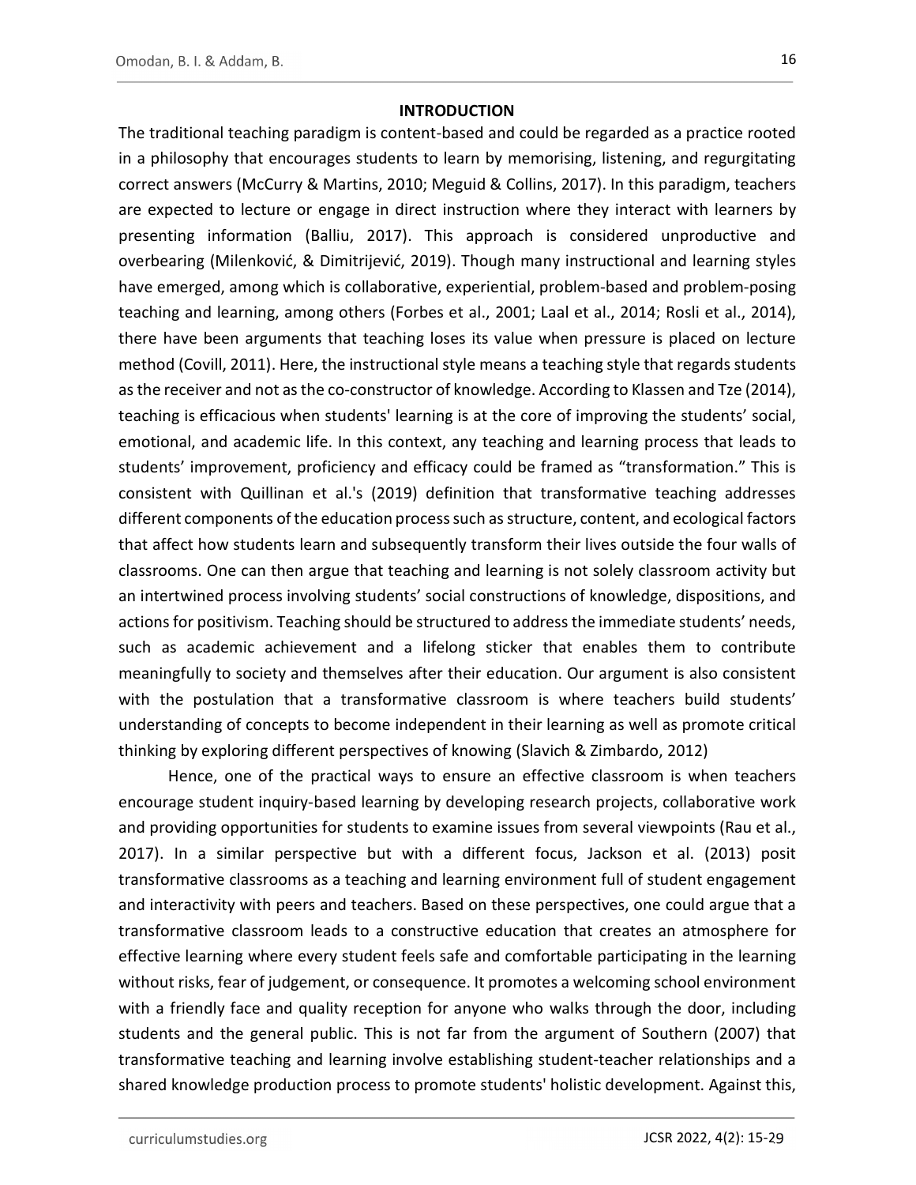## INTRODUCTION

The traditional teaching paradigm is content-based and could be regarded as a practice rooted in a philosophy that encourages students to learn by memorising, listening, and regurgitating correct answers (McCurry & Martins, 2010; Meguid & Collins, 2017). In this paradigm, teachers are expected to lecture or engage in direct instruction where they interact with learners by presenting information (Balliu, 2017). This approach is considered unproductive and overbearing (Milenković, & Dimitrijević, 2019). Though many instructional and learning styles have emerged, among which is collaborative, experiential, problem-based and problem-posing teaching and learning, among others (Forbes et al., 2001; Laal et al., 2014; Rosli et al., 2014), there have been arguments that teaching loses its value when pressure is placed on lecture method (Covill, 2011). Here, the instructional style means a teaching style that regards students as the receiver and not as the co-constructor of knowledge. According to Klassen and Tze (2014), teaching is efficacious when students' learning is at the core of improving the students' social, emotional, and academic life. In this context, any teaching and learning process that leads to students' improvement, proficiency and efficacy could be framed as "transformation." This is consistent with Quillinan et al.'s (2019) definition that transformative teaching addresses different components of the education process such as structure, content, and ecological factors that affect how students learn and subsequently transform their lives outside the four walls of classrooms. One can then argue that teaching and learning is not solely classroom activity but an intertwined process involving students' social constructions of knowledge, dispositions, and actions for positivism. Teaching should be structured to address the immediate students' needs, such as academic achievement and a lifelong sticker that enables them to contribute meaningfully to society and themselves after their education. Our argument is also consistent with the postulation that a transformative classroom is where teachers build students' understanding of concepts to become independent in their learning as well as promote critical thinking by exploring different perspectives of knowing (Slavich & Zimbardo, 2012)

Hence, one of the practical ways to ensure an effective classroom is when teachers encourage student inquiry-based learning by developing research projects, collaborative work and providing opportunities for students to examine issues from several viewpoints (Rau et al., 2017). In a similar perspective but with a different focus, Jackson et al. (2013) posit transformative classrooms as a teaching and learning environment full of student engagement and interactivity with peers and teachers. Based on these perspectives, one could argue that a transformative classroom leads to a constructive education that creates an atmosphere for effective learning where every student feels safe and comfortable participating in the learning without risks, fear of judgement, or consequence. It promotes a welcoming school environment with a friendly face and quality reception for anyone who walks through the door, including students and the general public. This is not far from the argument of Southern (2007) that transformative teaching and learning involve establishing student-teacher relationships and a shared knowledge production process to promote students' holistic development. Against this,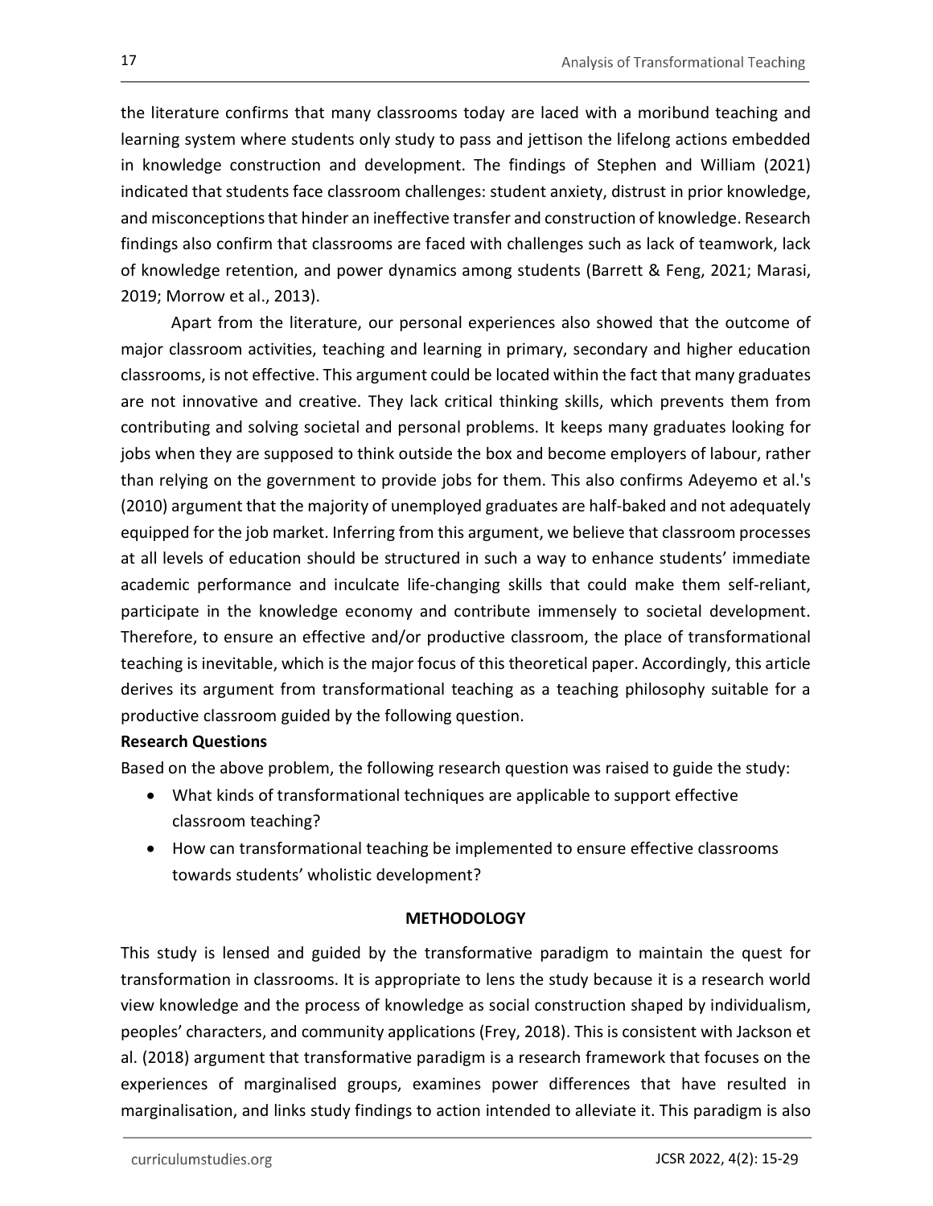the literature confirms that many classrooms today are laced with a moribund teaching and learning system where students only study to pass and jettison the lifelong actions embedded in knowledge construction and development. The findings of Stephen and William (2021) indicated that students face classroom challenges: student anxiety, distrust in prior knowledge, and misconceptions that hinder an ineffective transfer and construction of knowledge. Research findings also confirm that classrooms are faced with challenges such as lack of teamwork, lack of knowledge retention, and power dynamics among students (Barrett & Feng, 2021; Marasi, 2019; Morrow et al., 2013).

Apart from the literature, our personal experiences also showed that the outcome of major classroom activities, teaching and learning in primary, secondary and higher education classrooms, is not effective. This argument could be located within the fact that many graduates are not innovative and creative. They lack critical thinking skills, which prevents them from contributing and solving societal and personal problems. It keeps many graduates looking for jobs when they are supposed to think outside the box and become employers of labour, rather than relying on the government to provide jobs for them. This also confirms Adeyemo et al.'s (2010) argument that the majority of unemployed graduates are half-baked and not adequately equipped for the job market. Inferring from this argument, we believe that classroom processes at all levels of education should be structured in such a way to enhance students' immediate academic performance and inculcate life-changing skills that could make them self-reliant, participate in the knowledge economy and contribute immensely to societal development. Therefore, to ensure an effective and/or productive classroom, the place of transformational teaching is inevitable, which is the major focus of this theoretical paper. Accordingly, this article derives its argument from transformational teaching as a teaching philosophy suitable for a productive classroom guided by the following question.

**Research Questions**

Based on the above problem, the following research question was raised to guide the study:

- What kinds of transformational techniques are applicable to support effective classroom teaching?
- How can transformational teaching be implemented to ensure effective classrooms towards students' wholistic development?

## METHODOLOGY

This study is lensed and guided by the transformative paradigm to maintain the quest for transformation in classrooms. It is appropriate to lens the study because it is a research world view knowledge and the process of knowledge as social construction shaped by individualism, peoples' characters, and community applications (Frey, 2018). This is consistent with Jackson et al. (2018) argument that transformative paradigm is a research framework that focuses on the experiences of marginalised groups, examines power differences that have resulted in marginalisation, and links study findings to action intended to alleviate it. This paradigm is also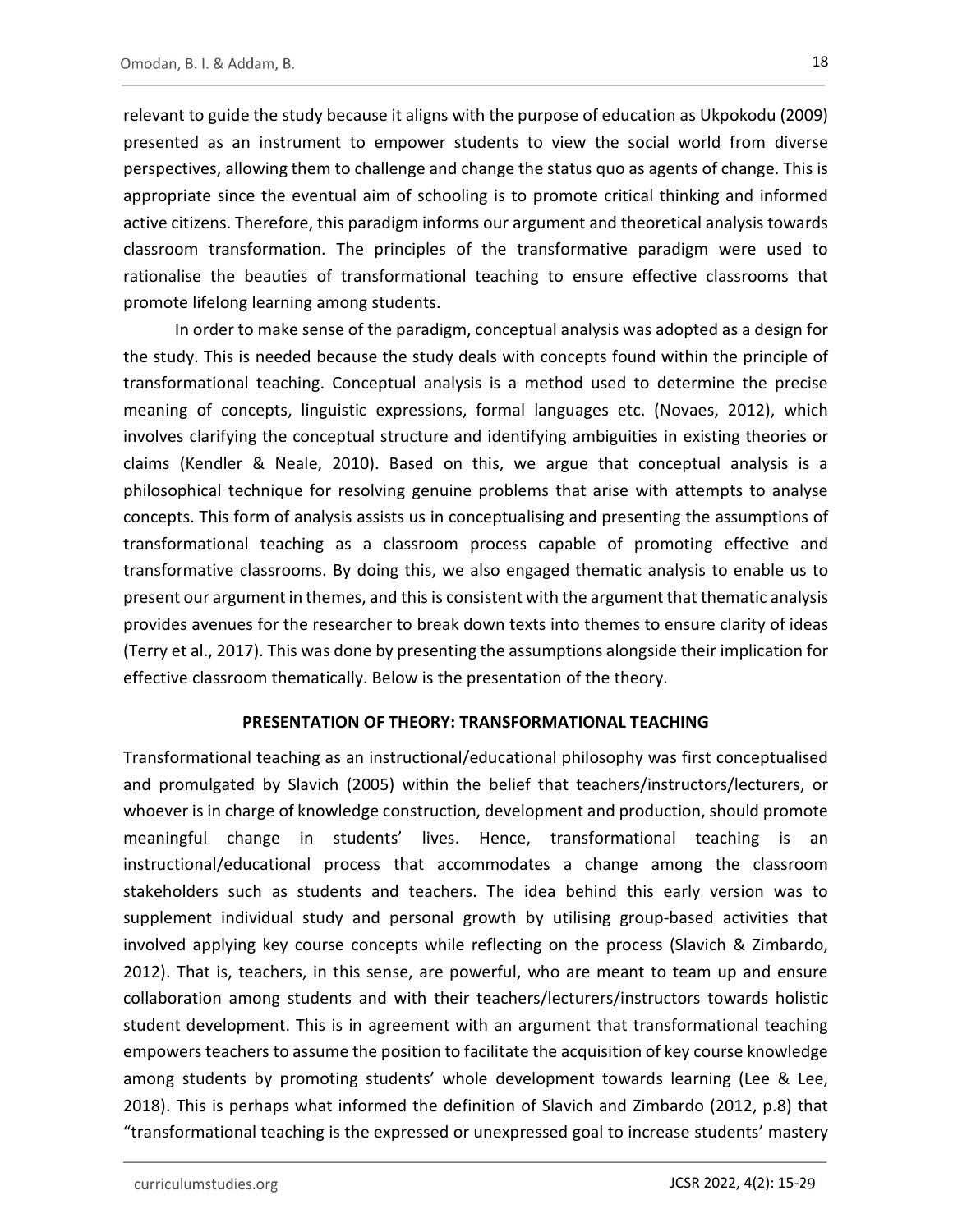relevant to guide the study because it aligns with the purpose of education as Ukpokodu (2009) presented as an instrument to empower students to view the social world from diverse perspectives, allowing them to challenge and change the status quo as agents of change. This is appropriate since the eventual aim of schooling is to promote critical thinking and informed active citizens. Therefore, this paradigm informs our argument and theoretical analysis towards classroom transformation. The principles of the transformative paradigm were used to rationalise the beauties of transformational teaching to ensure effective classrooms that promote lifelong learning among students.

In order to make sense of the paradigm, conceptual analysis was adopted as a design for the study. This is needed because the study deals with concepts found within the principle of transformational teaching. Conceptual analysis is a method used to determine the precise meaning of concepts, linguistic expressions, formal languages etc. (Novaes, 2012), which involves clarifying the conceptual structure and identifying ambiguities in existing theories or claims (Kendler & Neale, 2010). Based on this, we argue that conceptual analysis is a philosophical technique for resolving genuine problems that arise with attempts to analyse concepts. This form of analysis assists us in conceptualising and presenting the assumptions of transformational teaching as a classroom process capable of promoting effective and transformative classrooms. By doing this, we also engaged thematic analysis to enable us to present our argument in themes, and this is consistent with the argument that thematic analysis provides avenues for the researcher to break down texts into themes to ensure clarity of ideas (Terry et al., 2017). This was done by presenting the assumptions alongside their implication for effective classroom thematically. Below is the presentation of the theory.

## PRESENTATION OF THEORY: TRANSFORMATIONAL TEACHING

Transformational teaching as an instructional/educational philosophy was first conceptualised and promulgated by Slavich (2005) within the belief that teachers/instructors/lecturers, or whoever is in charge of knowledge construction, development and production, should promote meaningful change in students' lives. Hence, transformational teaching is an instructional/educational process that accommodates a change among the classroom stakeholders such as students and teachers. The idea behind this early version was to supplement individual study and personal growth by utilising group-based activities that involved applying key course concepts while reflecting on the process (Slavich & Zimbardo, 2012). That is, teachers, in this sense, are powerful, who are meant to team up and ensure collaboration among students and with their teachers/lecturers/instructors towards holistic student development. This is in agreement with an argument that transformational teaching empowers teachers to assume the position to facilitate the acquisition of key course knowledge among students by promoting students' whole development towards learning (Lee & Lee, 2018). This is perhaps what informed the definition of Slavich and Zimbardo (2012, p.8) that "transformational teaching is the expressed or unexpressed goal to increase students' mastery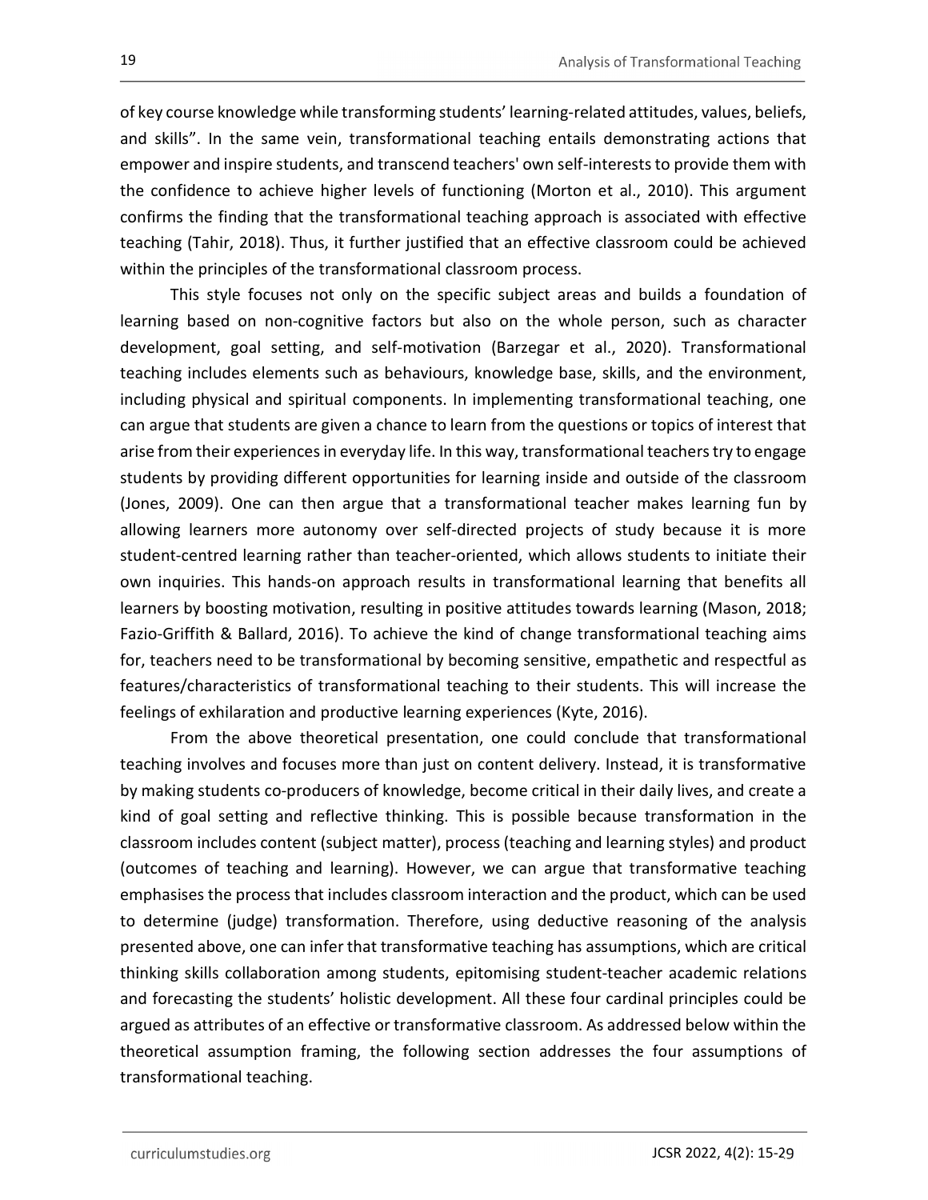of key course knowledge while transforming students' learning-related attitudes, values, beliefs, and skills". In the same vein, transformational teaching entails demonstrating actions that empower and inspire students, and transcend teachers' own self-interests to provide them with the confidence to achieve higher levels of functioning (Morton et al., 2010). This argument confirms the finding that the transformational teaching approach is associated with effective teaching (Tahir, 2018). Thus, it further justified that an effective classroom could be achieved within the principles of the transformational classroom process.

This style focuses not only on the specific subject areas and builds a foundation of learning based on non-cognitive factors but also on the whole person, such as character development, goal setting, and self-motivation (Barzegar et al., 2020). Transformational teaching includes elements such as behaviours, knowledge base, skills, and the environment, including physical and spiritual components. In implementing transformational teaching, one can argue that students are given a chance to learn from the questions or topics of interest that arise from their experiences in everyday life. In this way, transformational teachers try to engage students by providing different opportunities for learning inside and outside of the classroom (Jones, 2009). One can then argue that a transformational teacher makes learning fun by allowing learners more autonomy over self-directed projects of study because it is more student-centred learning rather than teacher-oriented, which allows students to initiate their own inquiries. This hands-on approach results in transformational learning that benefits all learners by boosting motivation, resulting in positive attitudes towards learning (Mason, 2018; Fazio-Griffith & Ballard, 2016). To achieve the kind of change transformational teaching aims for, teachers need to be transformational by becoming sensitive, empathetic and respectful as features/characteristics of transformational teaching to their students. This will increase the feelings of exhilaration and productive learning experiences (Kyte, 2016).

From the above theoretical presentation, one could conclude that transformational teaching involves and focuses more than just on content delivery. Instead, it is transformative by making students co-producers of knowledge, become critical in their daily lives, and create a kind of goal setting and reflective thinking. This is possible because transformation in the classroom includes content (subject matter), process (teaching and learning styles) and product (outcomes of teaching and learning). However, we can argue that transformative teaching emphasises the process that includes classroom interaction and the product, which can be used to determine (judge) transformation. Therefore, using deductive reasoning of the analysis presented above, one can infer that transformative teaching has assumptions, which are critical thinking skills collaboration among students, epitomising student-teacher academic relations and forecasting the students' holistic development. All these four cardinal principles could be argued as attributes of an effective or transformative classroom. As addressed below within the theoretical assumption framing, the following section addresses the four assumptions of transformational teaching.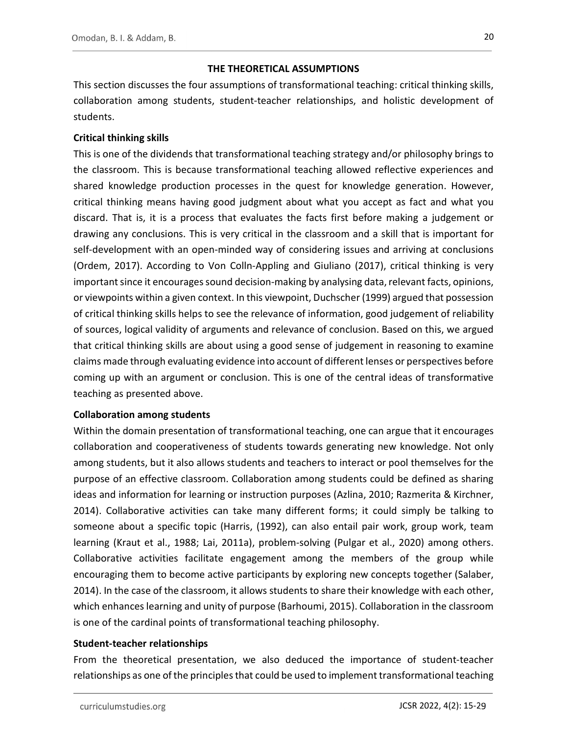## THE THEORETICAL ASSUMPTIONS

This section discusses the four assumptions of transformational teaching: critical thinking skills, collaboration among students, student-teacher relationships, and holistic development of students.

### Critical thinking skills

This is one of the dividends that transformational teaching strategy and/or philosophy brings to the classroom. This is because transformational teaching allowed reflective experiences and shared knowledge production processes in the quest for knowledge generation. However, critical thinking means having good judgment about what you accept as fact and what you discard. That is, it is a process that evaluates the facts first before making a judgement or drawing any conclusions. This is very critical in the classroom and a skill that is important for self-development with an open-minded way of considering issues and arriving at conclusions (Ordem, 2017). According to Von Colln-Appling and Giuliano (2017), critical thinking is very important since it encourages sound decision-making by analysing data, relevant facts, opinions, or viewpoints within a given context. In this viewpoint, Duchscher (1999) argued that possession of critical thinking skills helps to see the relevance of information, good judgement of reliability of sources, logical validity of arguments and relevance of conclusion. Based on this, we argued that critical thinking skills are about using a good sense of judgement in reasoning to examine claims made through evaluating evidence into account of different lenses or perspectives before coming up with an argument or conclusion. This is one of the central ideas of transformative teaching as presented above.

### Collaboration among students

Within the domain presentation of transformational teaching, one can argue that it encourages collaboration and cooperativeness of students towards generating new knowledge. Not only among students, but it also allows students and teachers to interact or pool themselves for the purpose of an effective classroom. Collaboration among students could be defined as sharing ideas and information for learning or instruction purposes (Azlina, 2010; Razmerita & Kirchner, 2014). Collaborative activities can take many different forms; it could simply be talking to someone about a specific topic (Harris, (1992), can also entail pair work, group work, team learning (Kraut et al., 1988; Lai, 2011a), problem-solving (Pulgar et al., 2020) among others. Collaborative activities facilitate engagement among the members of the group while encouraging them to become active participants by exploring new concepts together (Salaber, 2014). In the case of the classroom, it allows students to share their knowledge with each other, which enhances learning and unity of purpose (Barhoumi, 2015). Collaboration in the classroom is one of the cardinal points of transformational teaching philosophy.

### Student-teacher relationships

From the theoretical presentation, we also deduced the importance of student-teacher relationships as one of the principles that could be used to implement transformational teaching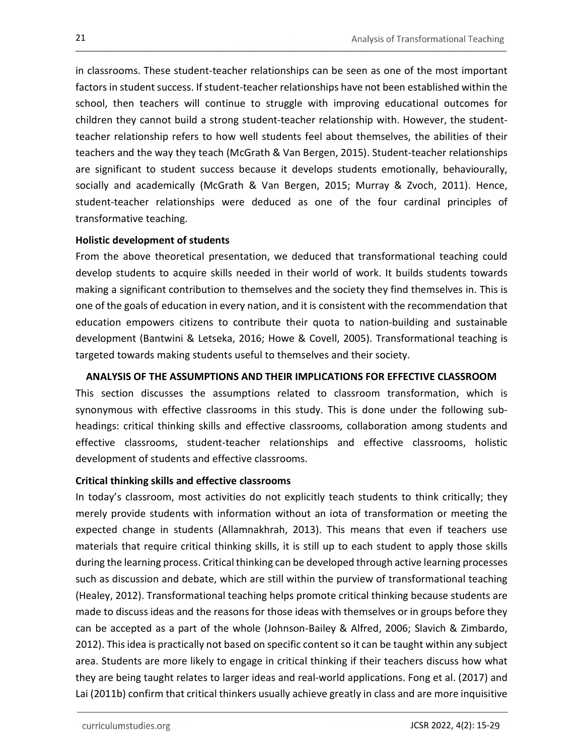in classrooms. These student-teacher relationships can be seen as one of the most important factors in student success. If student-teacher relationships have not been established within the school, then teachers will continue to struggle with improving educational outcomes for children they cannot build a strong student-teacher relationship with. However, the student-teacher relationship refers to how well students feel about themselves, the abilities of their teachers and the way they teach (McGrath & Van Bergen, 2015). Student-teacher relationships are significant to student success because it develops students emotionally, behaviourally, socially and academically (McGrath & Van Bergen, 2015; Murray & Zvoch, 2011). Hence, student-teacher relationships were deduced as one of the four cardinal principles of transformative teaching.

### Holistic development of students

From the above theoretical presentation, we deduced that transformational teaching could develop students to acquire skills needed in their world of work. It builds students towards making a significant contribution to themselves and the society they find themselves in. This is one of the goals of education in every nation, and it is consistent with the recommendation that education empowers citizens to contribute their quota to nation-building and sustainable development (Bantwini & Letseka, 2016; Howe & Covell, 2005). Transformational teaching is targeted towards making students useful to themselves and their society.

## ANALYSIS OF THE ASSUMPTIONS AND THEIR IMPLICATIONS FOR EFFECTIVE CLASSROOM

This section discusses the assumptions related to classroom transformation, which is synonymous with effective classrooms in this study. This is done under the following sub-headings: critical thinking skills and effective classrooms, collaboration among students and effective classrooms, student-teacher relationships and effective classrooms, holistic development of students and effective classrooms.

### Critical thinking skills and effective classrooms

In today's classroom, most activities do not explicitly teach students to think critically; they merely provide students with information without an iota of transformation or meeting the expected change in students (Allamnakhrah, 2013). This means that even if teachers use materials that require critical thinking skills, it is still up to each student to apply those skills during the learning process. Critical thinking can be developed through active learning processes such as discussion and debate, which are still within the purview of transformational teaching (Healey, 2012). Transformational teaching helps promote critical thinking because students are made to discuss ideas and the reasons for those ideas with themselves or in groups before they can be accepted as a part of the whole (Johnson-Bailey & Alfred, 2006; Slavich & Zimbardo, 2012). This idea is practically not based on specific content so it can be taught within any subject area. Students are more likely to engage in critical thinking if their teachers discuss how what they are being taught relates to larger ideas and real-world applications. Fong et al. (2017) and Lai (2011b) confirm that critical thinkers usually achieve greatly in class and are more inquisitive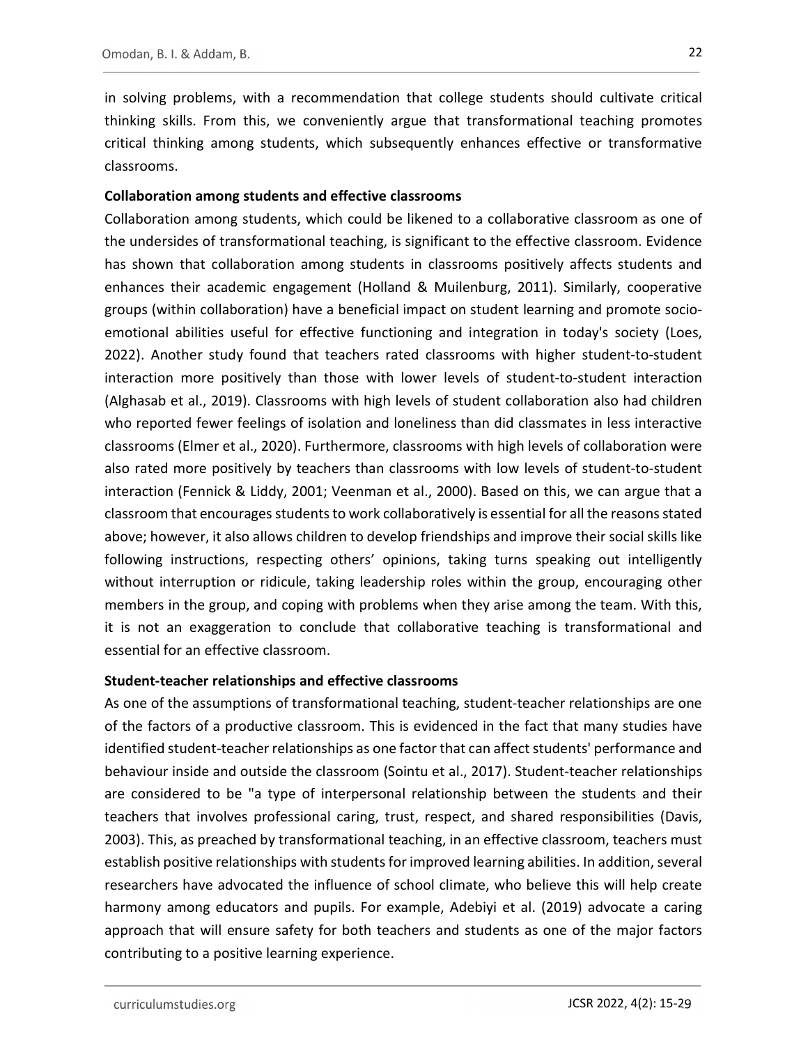in solving problems, with a recommendation that college students should cultivate critical thinking skills. From this, we conveniently argue that transformational teaching promotes critical thinking among students, which subsequently enhances effective or transformative classrooms.

**Collaboration among students and effective classrooms**

Collaboration among students, which could be likened to a collaborative classroom as one of the undersides of transformational teaching, is significant to the effective classroom. Evidence has shown that collaboration among students in classrooms positively affects students and enhances their academic engagement (Holland & Muilenburg, 2011). Similarly, cooperative groups (within collaboration) have a beneficial impact on student learning and promote socio-emotional abilities useful for effective functioning and integration in today's society (Loes, 2022). Another study found that teachers rated classrooms with higher student-to-student interaction more positively than those with lower levels of student-to-student interaction (Alghasab et al., 2019). Classrooms with high levels of student collaboration also had children who reported fewer feelings of isolation and loneliness than did classmates in less interactive classrooms (Elmer et al., 2020). Furthermore, classrooms with high levels of collaboration were also rated more positively by teachers than classrooms with low levels of student-to-student interaction (Fennick & Liddy, 2001; Veenman et al., 2000). Based on this, we can argue that a classroom that encourages students to work collaboratively is essential for all the reasons stated above; however, it also allows children to develop friendships and improve their social skills like following instructions, respecting others' opinions, taking turns speaking out intelligently without interruption or ridicule, taking leadership roles within the group, encouraging other members in the group, and coping with problems when they arise among the team. With this, it is not an exaggeration to conclude that collaborative teaching is transformational and essential for an effective classroom.

**Student-teacher relationships and effective classrooms**

As one of the assumptions of transformational teaching, student-teacher relationships are one of the factors of a productive classroom. This is evidenced in the fact that many studies have identified student-teacher relationships as one factor that can affect students' performance and behaviour inside and outside the classroom (Sointu et al., 2017). Student-teacher relationships are considered to be "a type of interpersonal relationship between the students and their teachers that involves professional caring, trust, respect, and shared responsibilities (Davis, 2003). This, as preached by transformational teaching, in an effective classroom, teachers must establish positive relationships with students for improved learning abilities. In addition, several researchers have advocated the influence of school climate, who believe this will help create harmony among educators and pupils. For example, Adebiyi et al. (2019) advocate a caring approach that will ensure safety for both teachers and students as one of the major factors contributing to a positive learning experience.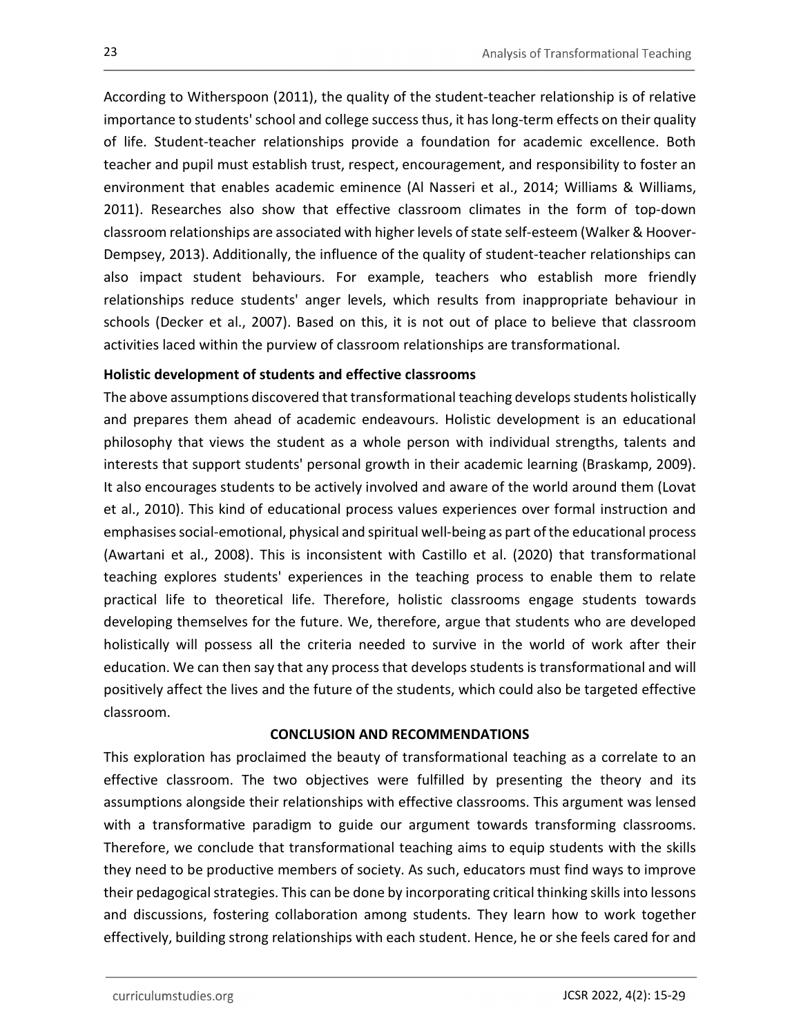According to Witherspoon (2011), the quality of the student-teacher relationship is of relative importance to students' school and college success thus, it has long-term effects on their quality of life. Student-teacher relationships provide a foundation for academic excellence. Both teacher and pupil must establish trust, respect, encouragement, and responsibility to foster an environment that enables academic eminence (Al Nasseri et al., 2014; Williams & Williams, 2011). Researches also show that effective classroom climates in the form of top-down classroom relationships are associated with higher levels of state self-esteem (Walker & Hoover-Dempsey, 2013). Additionally, the influence of the quality of student-teacher relationships can also impact student behaviours. For example, teachers who establish more friendly relationships reduce students' anger levels, which results from inappropriate behaviour in schools (Decker et al., 2007). Based on this, it is not out of place to believe that classroom activities laced within the purview of classroom relationships are transformational.

**Holistic development of students and effective classrooms**

The above assumptions discovered that transformational teaching develops students holistically and prepares them ahead of academic endeavours. Holistic development is an educational philosophy that views the student as a whole person with individual strengths, talents and interests that support students' personal growth in their academic learning (Braskamp, 2009). It also encourages students to be actively involved and aware of the world around them (Lovat et al., 2010). This kind of educational process values experiences over formal instruction and emphasises social-emotional, physical and spiritual well-being as part of the educational process (Awartani et al., 2008). This is inconsistent with Castillo et al. (2020) that transformational teaching explores students' experiences in the teaching process to enable them to relate practical life to theoretical life. Therefore, holistic classrooms engage students towards developing themselves for the future. We, therefore, argue that students who are developed holistically will possess all the criteria needed to survive in the world of work after their education. We can then say that any process that develops students is transformational and will positively affect the lives and the future of the students, which could also be targeted effective classroom.

## CONCLUSION AND RECOMMENDATIONS

This exploration has proclaimed the beauty of transformational teaching as a correlate to an effective classroom. The two objectives were fulfilled by presenting the theory and its assumptions alongside their relationships with effective classrooms. This argument was lensed with a transformative paradigm to guide our argument towards transforming classrooms. Therefore, we conclude that transformational teaching aims to equip students with the skills they need to be productive members of society. As such, educators must find ways to improve their pedagogical strategies. This can be done by incorporating critical thinking skills into lessons and discussions, fostering collaboration among students. They learn how to work together effectively, building strong relationships with each student. Hence, he or she feels cared for and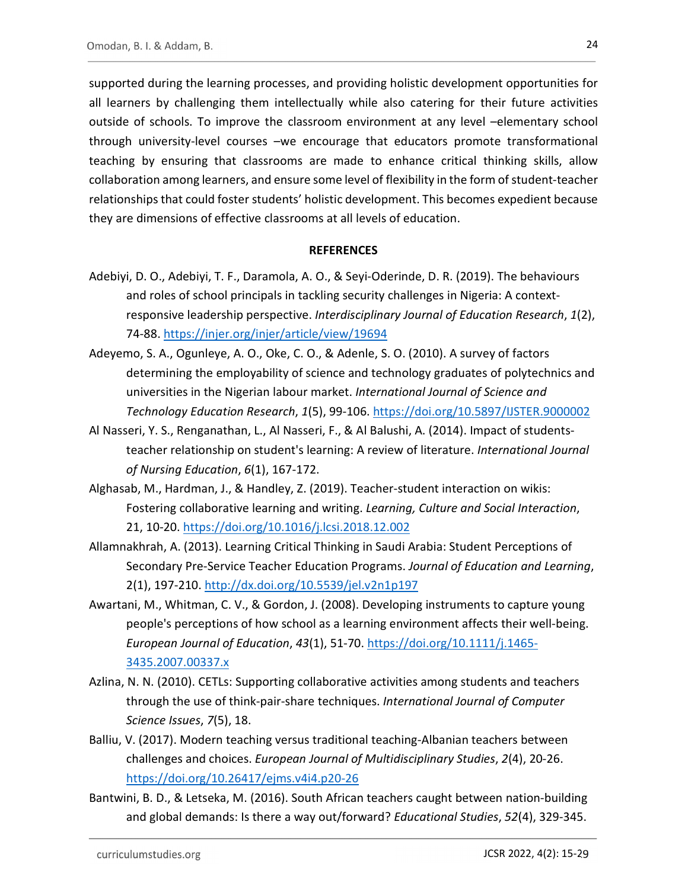supported during the learning processes, and providing holistic development opportunities for all learners by challenging them intellectually while also catering for their future activities outside of schools. To improve the classroom environment at any level –elementary school through university-level courses –we encourage that educators promote transformational teaching by ensuring that classrooms are made to enhance critical thinking skills, allow collaboration among learners, and ensure some level of flexibility in the form of student-teacher relationships that could foster students' holistic development. This becomes expedient because they are dimensions of effective classrooms at all levels of education.

## REFERENCES

Adebiyi, D. O., Adebiyi, T. F., Daramola, A. O., & Seyi-Oderinde, D. R. (2019). The behaviours and roles of school principals in tackling security challenges in Nigeria: A context-responsive leadership perspective. *Interdisciplinary Journal of Education Research*, *1*(2), 74-88. https://injer.org/injer/article/view/19694

Adeyemo, S. A., Ogunleye, A. O., Oke, C. O., & Adenle, S. O. (2010). A survey of factors determining the employability of science and technology graduates of polytechnics and universities in the Nigerian labour market. *International Journal of Science and Technology Education Research*, *1*(5), 99-106. https://doi.org/10.5897/IJSTER.9000002

Al Nasseri, Y. S., Renganathan, L., Al Nasseri, F., & Al Balushi, A. (2014). Impact of students-teacher relationship on student's learning: A review of literature. *International Journal of Nursing Education*, *6*(1), 167-172.

Alghasab, M., Hardman, J., & Handley, Z. (2019). Teacher-student interaction on wikis: Fostering collaborative learning and writing. *Learning, Culture and Social Interaction*, 21, 10-20. https://doi.org/10.1016/j.lcsi.2018.12.002

Allamnakhrah, A. (2013). Learning Critical Thinking in Saudi Arabia: Student Perceptions of Secondary Pre-Service Teacher Education Programs. *Journal of Education and Learning*, 2(1), 197-210. http://dx.doi.org/10.5539/jel.v2n1p197

Awartani, M., Whitman, C. V., & Gordon, J. (2008). Developing instruments to capture young people's perceptions of how school as a learning environment affects their well-being. *European Journal of Education*, *43*(1), 51-70. https://doi.org/10.1111/j.1465-3435.2007.00337.x

Azlina, N. N. (2010). CETLs: Supporting collaborative activities among students and teachers through the use of think-pair-share techniques. *International Journal of Computer Science Issues*, *7*(5), 18.

Balliu, V. (2017). Modern teaching versus traditional teaching-Albanian teachers between challenges and choices. *European Journal of Multidisciplinary Studies*, *2*(4), 20-26. https://doi.org/10.26417/ejms.v4i4.p20-26

Bantwini, B. D., & Letseka, M. (2016). South African teachers caught between nation-building and global demands: Is there a way out/forward? *Educational Studies*, *52*(4), 329-345.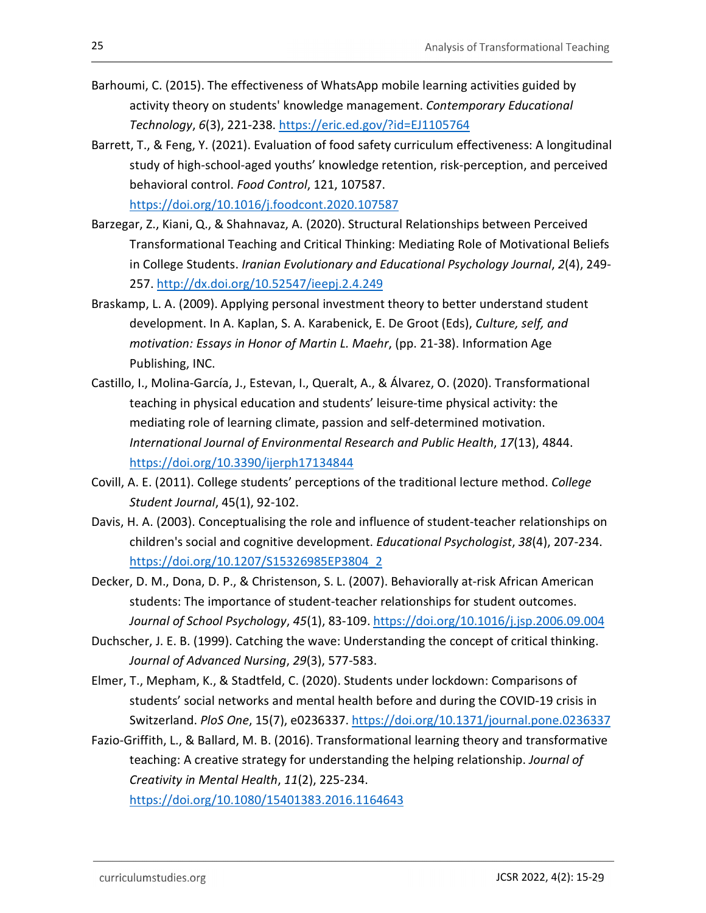Barhoumi, C. (2015). The effectiveness of WhatsApp mobile learning activities guided by activity theory on students' knowledge management. *Contemporary Educational Technology*, *6*(3), 221-238. https://eric.ed.gov/?id=EJ1105764

Barrett, T., & Feng, Y. (2021). Evaluation of food safety curriculum effectiveness: A longitudinal study of high-school-aged youths' knowledge retention, risk-perception, and perceived behavioral control. *Food Control*, 121, 107587. https://doi.org/10.1016/j.foodcont.2020.107587

Barzegar, Z., Kiani, Q., & Shahnavaz, A. (2020). Structural Relationships between Perceived Transformational Teaching and Critical Thinking: Mediating Role of Motivational Beliefs in College Students. *Iranian Evolutionary and Educational Psychology Journal*, *2*(4), 249-257. http://dx.doi.org/10.52547/ieepj.2.4.249

Braskamp, L. A. (2009). Applying personal investment theory to better understand student development. In A. Kaplan, S. A. Karabenick, E. De Groot (Eds), *Culture, self, and motivation: Essays in Honor of Martin L. Maehr*, (pp. 21-38). Information Age Publishing, INC.

Castillo, I., Molina-García, J., Estevan, I., Queralt, A., & Álvarez, O. (2020). Transformational teaching in physical education and students' leisure-time physical activity: the mediating role of learning climate, passion and self-determined motivation. *International Journal of Environmental Research and Public Health*, *17*(13), 4844. https://doi.org/10.3390/ijerph17134844

Covill, A. E. (2011). College students' perceptions of the traditional lecture method. *College Student Journal*, 45(1), 92-102.

Davis, H. A. (2003). Conceptualising the role and influence of student-teacher relationships on children's social and cognitive development. *Educational Psychologist*, *38*(4), 207-234. https://doi.org/10.1207/S15326985EP3804_2

Decker, D. M., Dona, D. P., & Christenson, S. L. (2007). Behaviorally at-risk African American students: The importance of student-teacher relationships for student outcomes. *Journal of School Psychology*, *45*(1), 83-109. https://doi.org/10.1016/j.jsp.2006.09.004

Duchscher, J. E. B. (1999). Catching the wave: Understanding the concept of critical thinking. *Journal of Advanced Nursing*, *29*(3), 577-583.

Elmer, T., Mepham, K., & Stadtfeld, C. (2020). Students under lockdown: Comparisons of students' social networks and mental health before and during the COVID-19 crisis in Switzerland. *PloS One*, 15(7), e0236337. https://doi.org/10.1371/journal.pone.0236337

Fazio-Griffith, L., & Ballard, M. B. (2016). Transformational learning theory and transformative teaching: A creative strategy for understanding the helping relationship. *Journal of Creativity in Mental Health*, *11*(2), 225-234. https://doi.org/10.1080/15401383.2016.1164643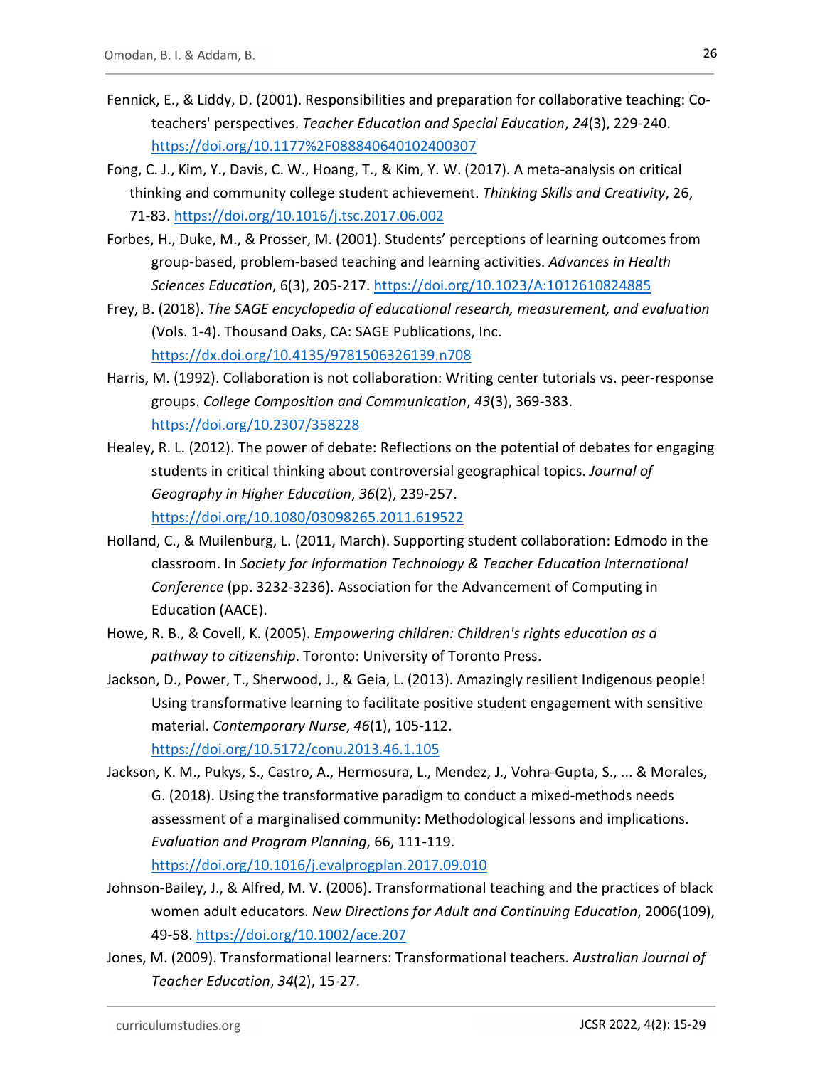Fennick, E., & Liddy, D. (2001). Responsibilities and preparation for collaborative teaching: Co-teachers' perspectives. *Teacher Education and Special Education*, *24*(3), 229-240. https://doi.org/10.1177%2F088840640102400307

Fong, C. J., Kim, Y., Davis, C. W., Hoang, T., & Kim, Y. W. (2017). A meta-analysis on critical thinking and community college student achievement. *Thinking Skills and Creativity*, 26, 71-83. https://doi.org/10.1016/j.tsc.2017.06.002

Forbes, H., Duke, M., & Prosser, M. (2001). Students' perceptions of learning outcomes from group-based, problem-based teaching and learning activities. *Advances in Health Sciences Education*, 6(3), 205-217. https://doi.org/10.1023/A:1012610824885

Frey, B. (2018). *The SAGE encyclopedia of educational research, measurement, and evaluation* (Vols. 1-4). Thousand Oaks, CA: SAGE Publications, Inc. https://dx.doi.org/10.4135/9781506326139.n708

Harris, M. (1992). Collaboration is not collaboration: Writing center tutorials vs. peer-response groups. *College Composition and Communication*, *43*(3), 369-383. https://doi.org/10.2307/358228

Healey, R. L. (2012). The power of debate: Reflections on the potential of debates for engaging students in critical thinking about controversial geographical topics. *Journal of Geography in Higher Education*, *36*(2), 239-257. https://doi.org/10.1080/03098265.2011.619522

Holland, C., & Muilenburg, L. (2011, March). Supporting student collaboration: Edmodo in the classroom. In *Society for Information Technology & Teacher Education International Conference* (pp. 3232-3236). Association for the Advancement of Computing in Education (AACE).

Howe, R. B., & Covell, K. (2005). *Empowering children: Children's rights education as a pathway to citizenship*. Toronto: University of Toronto Press.

Jackson, D., Power, T., Sherwood, J., & Geia, L. (2013). Amazingly resilient Indigenous people! Using transformative learning to facilitate positive student engagement with sensitive material. *Contemporary Nurse*, *46*(1), 105-112. https://doi.org/10.5172/conu.2013.46.1.105

Jackson, K. M., Pukys, S., Castro, A., Hermosura, L., Mendez, J., Vohra-Gupta, S., ... & Morales, G. (2018). Using the transformative paradigm to conduct a mixed-methods needs assessment of a marginalised community: Methodological lessons and implications. *Evaluation and Program Planning*, 66, 111-119. https://doi.org/10.1016/j.evalprogplan.2017.09.010

Johnson-Bailey, J., & Alfred, M. V. (2006). Transformational teaching and the practices of black women adult educators. *New Directions for Adult and Continuing Education*, 2006(109), 49-58. https://doi.org/10.1002/ace.207

Jones, M. (2009). Transformational learners: Transformational teachers. *Australian Journal of Teacher Education*, *34*(2), 15-27.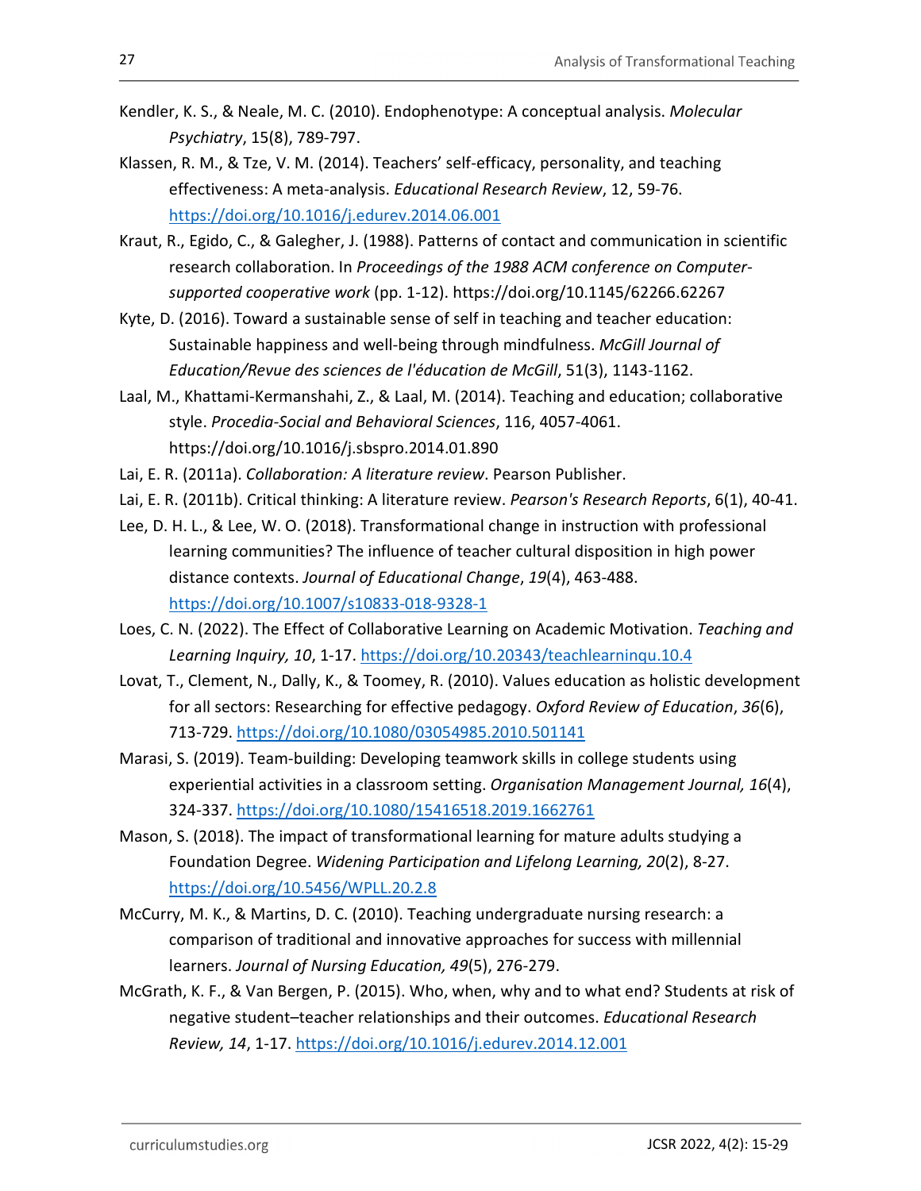Kendler, K. S., & Neale, M. C. (2010). Endophenotype: A conceptual analysis. *Molecular Psychiatry*, 15(8), 789-797.

Klassen, R. M., & Tze, V. M. (2014). Teachers' self-efficacy, personality, and teaching effectiveness: A meta-analysis. *Educational Research Review*, 12, 59-76. https://doi.org/10.1016/j.edurev.2014.06.001

Kraut, R., Egido, C., & Galegher, J. (1988). Patterns of contact and communication in scientific research collaboration. In *Proceedings of the 1988 ACM conference on Computer-supported cooperative work* (pp. 1-12). https://doi.org/10.1145/62266.62267

Kyte, D. (2016). Toward a sustainable sense of self in teaching and teacher education: Sustainable happiness and well-being through mindfulness. *McGill Journal of Education/Revue des sciences de l'éducation de McGill*, 51(3), 1143-1162.

Laal, M., Khattami-Kermanshahi, Z., & Laal, M. (2014). Teaching and education; collaborative style. *Procedia-Social and Behavioral Sciences*, 116, 4057-4061. https://doi.org/10.1016/j.sbspro.2014.01.890

Lai, E. R. (2011a). *Collaboration: A literature review*. Pearson Publisher.

Lai, E. R. (2011b). Critical thinking: A literature review. *Pearson's Research Reports*, 6(1), 40-41.

Lee, D. H. L., & Lee, W. O. (2018). Transformational change in instruction with professional learning communities? The influence of teacher cultural disposition in high power distance contexts. *Journal of Educational Change*, *19*(4), 463-488. https://doi.org/10.1007/s10833-018-9328-1

Loes, C. N. (2022). The Effect of Collaborative Learning on Academic Motivation. *Teaching and Learning Inquiry, 10*, 1-17. https://doi.org/10.20343/teachlearninqu.10.4

Lovat, T., Clement, N., Dally, K., & Toomey, R. (2010). Values education as holistic development for all sectors: Researching for effective pedagogy. *Oxford Review of Education*, *36*(6), 713-729. https://doi.org/10.1080/03054985.2010.501141

Marasi, S. (2019). Team-building: Developing teamwork skills in college students using experiential activities in a classroom setting. *Organisation Management Journal, 16*(4), 324-337. https://doi.org/10.1080/15416518.2019.1662761

Mason, S. (2018). The impact of transformational learning for mature adults studying a Foundation Degree. *Widening Participation and Lifelong Learning, 20*(2), 8-27. https://doi.org/10.5456/WPLL.20.2.8

McCurry, M. K., & Martins, D. C. (2010). Teaching undergraduate nursing research: a comparison of traditional and innovative approaches for success with millennial learners. *Journal of Nursing Education, 49*(5), 276-279.

McGrath, K. F., & Van Bergen, P. (2015). Who, when, why and to what end? Students at risk of negative student–teacher relationships and their outcomes. *Educational Research Review, 14*, 1-17. https://doi.org/10.1016/j.edurev.2014.12.001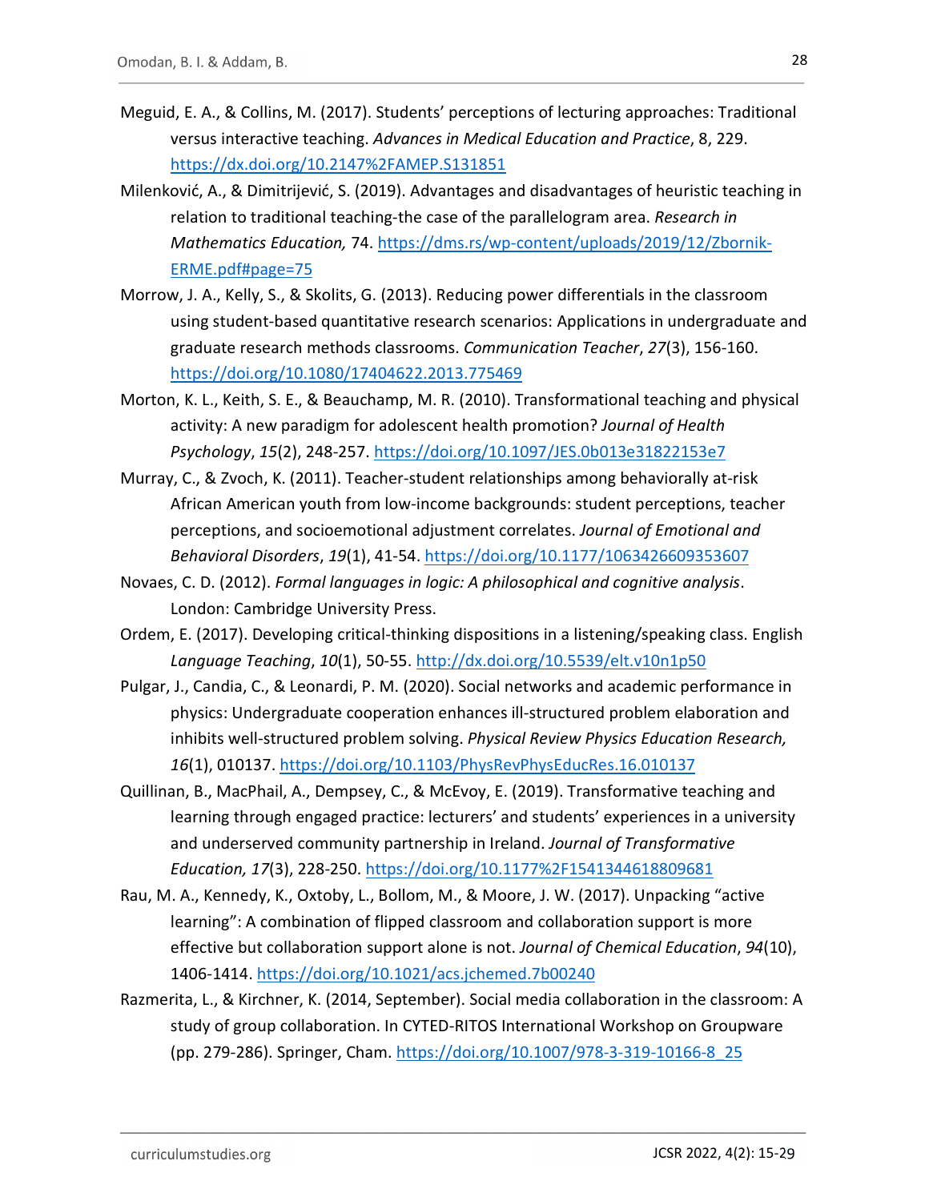Meguid, E. A., & Collins, M. (2017). Students' perceptions of lecturing approaches: Traditional versus interactive teaching. *Advances in Medical Education and Practice*, 8, 229. https://dx.doi.org/10.2147%2FAMEP.S131851

Milenković, A., & Dimitrijević, S. (2019). Advantages and disadvantages of heuristic teaching in relation to traditional teaching-the case of the parallelogram area. *Research in Mathematics Education,* 74. https://dms.rs/wp-content/uploads/2019/12/Zbornik-ERME.pdf#page=75

Morrow, J. A., Kelly, S., & Skolits, G. (2013). Reducing power differentials in the classroom using student-based quantitative research scenarios: Applications in undergraduate and graduate research methods classrooms. *Communication Teacher*, *27*(3), 156-160. https://doi.org/10.1080/17404622.2013.775469

Morton, K. L., Keith, S. E., & Beauchamp, M. R. (2010). Transformational teaching and physical activity: A new paradigm for adolescent health promotion? *Journal of Health Psychology*, *15*(2), 248-257. https://doi.org/10.1097/JES.0b013e31822153e7

Murray, C., & Zvoch, K. (2011). Teacher-student relationships among behaviorally at-risk African American youth from low-income backgrounds: student perceptions, teacher perceptions, and socioemotional adjustment correlates. *Journal of Emotional and Behavioral Disorders*, *19*(1), 41-54. https://doi.org/10.1177/1063426609353607

Novaes, C. D. (2012). *Formal languages in logic: A philosophical and cognitive analysis*. London: Cambridge University Press.

Ordem, E. (2017). Developing critical-thinking dispositions in a listening/speaking class. English *Language Teaching*, *10*(1), 50-55. http://dx.doi.org/10.5539/elt.v10n1p50

Pulgar, J., Candia, C., & Leonardi, P. M. (2020). Social networks and academic performance in physics: Undergraduate cooperation enhances ill-structured problem elaboration and inhibits well-structured problem solving. *Physical Review Physics Education Research, 16*(1), 010137. https://doi.org/10.1103/PhysRevPhysEducRes.16.010137

Quillinan, B., MacPhail, A., Dempsey, C., & McEvoy, E. (2019). Transformative teaching and learning through engaged practice: lecturers' and students' experiences in a university and underserved community partnership in Ireland. *Journal of Transformative Education, 17*(3), 228-250. https://doi.org/10.1177%2F1541344618809681

Rau, M. A., Kennedy, K., Oxtoby, L., Bollom, M., & Moore, J. W. (2017). Unpacking "active learning": A combination of flipped classroom and collaboration support is more effective but collaboration support alone is not. *Journal of Chemical Education*, *94*(10), 1406-1414. https://doi.org/10.1021/acs.jchemed.7b00240

Razmerita, L., & Kirchner, K. (2014, September). Social media collaboration in the classroom: A study of group collaboration. In CYTED-RITOS International Workshop on Groupware (pp. 279-286). Springer, Cham. https://doi.org/10.1007/978-3-319-10166-8_25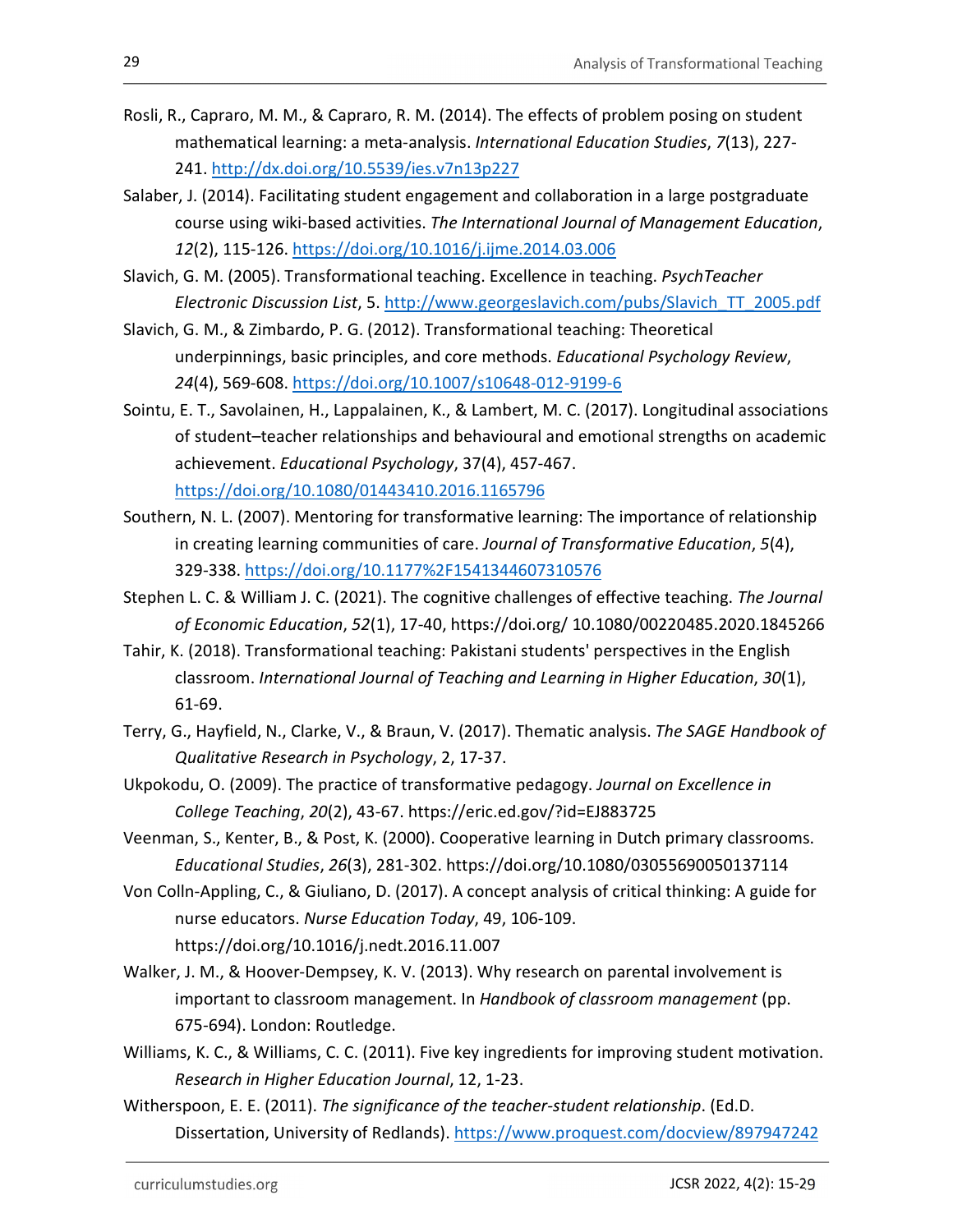Rosli, R., Capraro, M. M., & Capraro, R. M. (2014). The effects of problem posing on student mathematical learning: a meta-analysis. *International Education Studies*, *7*(13), 227-241. http://dx.doi.org/10.5539/ies.v7n13p227

Salaber, J. (2014). Facilitating student engagement and collaboration in a large postgraduate course using wiki-based activities. *The International Journal of Management Education*, *12*(2), 115-126. https://doi.org/10.1016/j.ijme.2014.03.006

Slavich, G. M. (2005). Transformational teaching. Excellence in teaching. *PsychTeacher Electronic Discussion List*, 5. http://www.georgeslavich.com/pubs/Slavich_TT_2005.pdf

Slavich, G. M., & Zimbardo, P. G. (2012). Transformational teaching: Theoretical underpinnings, basic principles, and core methods. *Educational Psychology Review*, *24*(4), 569-608. https://doi.org/10.1007/s10648-012-9199-6

Sointu, E. T., Savolainen, H., Lappalainen, K., & Lambert, M. C. (2017). Longitudinal associations of student–teacher relationships and behavioural and emotional strengths on academic achievement. *Educational Psychology*, 37(4), 457-467. https://doi.org/10.1080/01443410.2016.1165796

Southern, N. L. (2007). Mentoring for transformative learning: The importance of relationship in creating learning communities of care. *Journal of Transformative Education*, *5*(4), 329-338. https://doi.org/10.1177%2F1541344607310576

Stephen L. C. & William J. C. (2021). The cognitive challenges of effective teaching. *The Journal of Economic Education*, *52*(1), 17-40, https://doi.org/ 10.1080/00220485.2020.1845266

Tahir, K. (2018). Transformational teaching: Pakistani students' perspectives in the English classroom. *International Journal of Teaching and Learning in Higher Education*, *30*(1), 61-69.

Terry, G., Hayfield, N., Clarke, V., & Braun, V. (2017). Thematic analysis. *The SAGE Handbook of Qualitative Research in Psychology*, 2, 17-37.

Ukpokodu, O. (2009). The practice of transformative pedagogy. *Journal on Excellence in College Teaching*, *20*(2), 43-67. https://eric.ed.gov/?id=EJ883725

Veenman, S., Kenter, B., & Post, K. (2000). Cooperative learning in Dutch primary classrooms. *Educational Studies*, *26*(3), 281-302. https://doi.org/10.1080/03055690050137114

Von Colln-Appling, C., & Giuliano, D. (2017). A concept analysis of critical thinking: A guide for nurse educators. *Nurse Education Today*, 49, 106-109. https://doi.org/10.1016/j.nedt.2016.11.007

Walker, J. M., & Hoover-Dempsey, K. V. (2013). Why research on parental involvement is important to classroom management. In *Handbook of classroom management* (pp. 675-694). London: Routledge.

Williams, K. C., & Williams, C. C. (2011). Five key ingredients for improving student motivation. *Research in Higher Education Journal*, 12, 1-23.

Witherspoon, E. E. (2011). *The significance of the teacher-student relationship*. (Ed.D. Dissertation, University of Redlands). https://www.proquest.com/docview/897947242